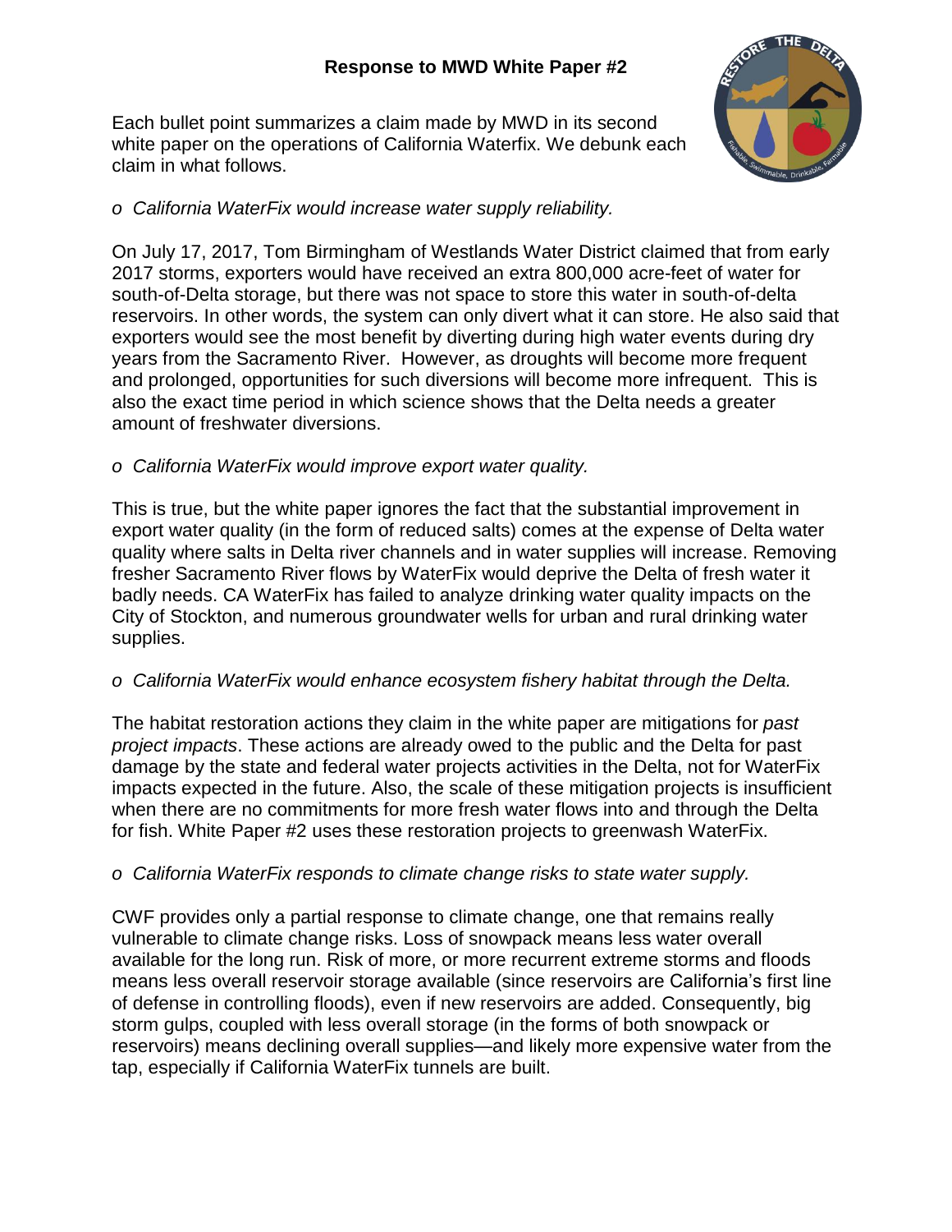# Response to MWD White Paper #2

Each bullet point summarizes a claim made by MWD in its second white paper on the operations of California Waterfix. We debunk each claim in what follows.

- *California WaterFix would increase water supply reliability.*

On July 17, 2017, Tom Birmingham of Westlands Water District claimed that from early 2017 storms, exporters would have received an extra 800,000 acre-feet of water for south-of-Delta storage, but there was not space to store this water in south-of-delta reservoirs. In other words, the system can only divert what it can store. He also said that exporters would see the most benefit by diverting during high water events during dry years from the Sacramento River. However, as droughts will become more frequent and prolonged, opportunities for such diversions will become more infrequent. This is also the exact time period in which science shows that the Delta needs a greater amount of freshwater diversions.

- *California WaterFix would improve export water quality.*

This is true, but the white paper ignores the fact that the substantial improvement in export water quality (in the form of reduced salts) comes at the expense of Delta water quality where salts in Delta river channels and in water supplies will increase. Removing fresher Sacramento River flows by WaterFix would deprive the Delta of fresh water it badly needs. CA WaterFix has failed to analyze drinking water quality impacts on the City of Stockton, and numerous groundwater wells for urban and rural drinking water supplies.

- *California WaterFix would enhance ecosystem fishery habitat through the Delta.*

The habitat restoration actions they claim in the white paper are mitigations for *past project impacts*. These actions are already owed to the public and the Delta for past damage by the state and federal water projects activities in the Delta, not for WaterFix impacts expected in the future. Also, the scale of these mitigation projects is insufficient when there are no commitments for more fresh water flows into and through the Delta for fish. White Paper #2 uses these restoration projects to greenwash WaterFix.

- *California WaterFix responds to climate change risks to state water supply.*

CWF provides only a partial response to climate change, one that remains really vulnerable to climate change risks. Loss of snowpack means less water overall available for the long run. Risk of more, or more recurrent extreme storms and floods means less overall reservoir storage available (since reservoirs are California's first line of defense in controlling floods), even if new reservoirs are added. Consequently, big storm gulps, coupled with less overall storage (in the forms of both snowpack or reservoirs) means declining overall supplies—and likely more expensive water from the tap, especially if California WaterFix tunnels are built.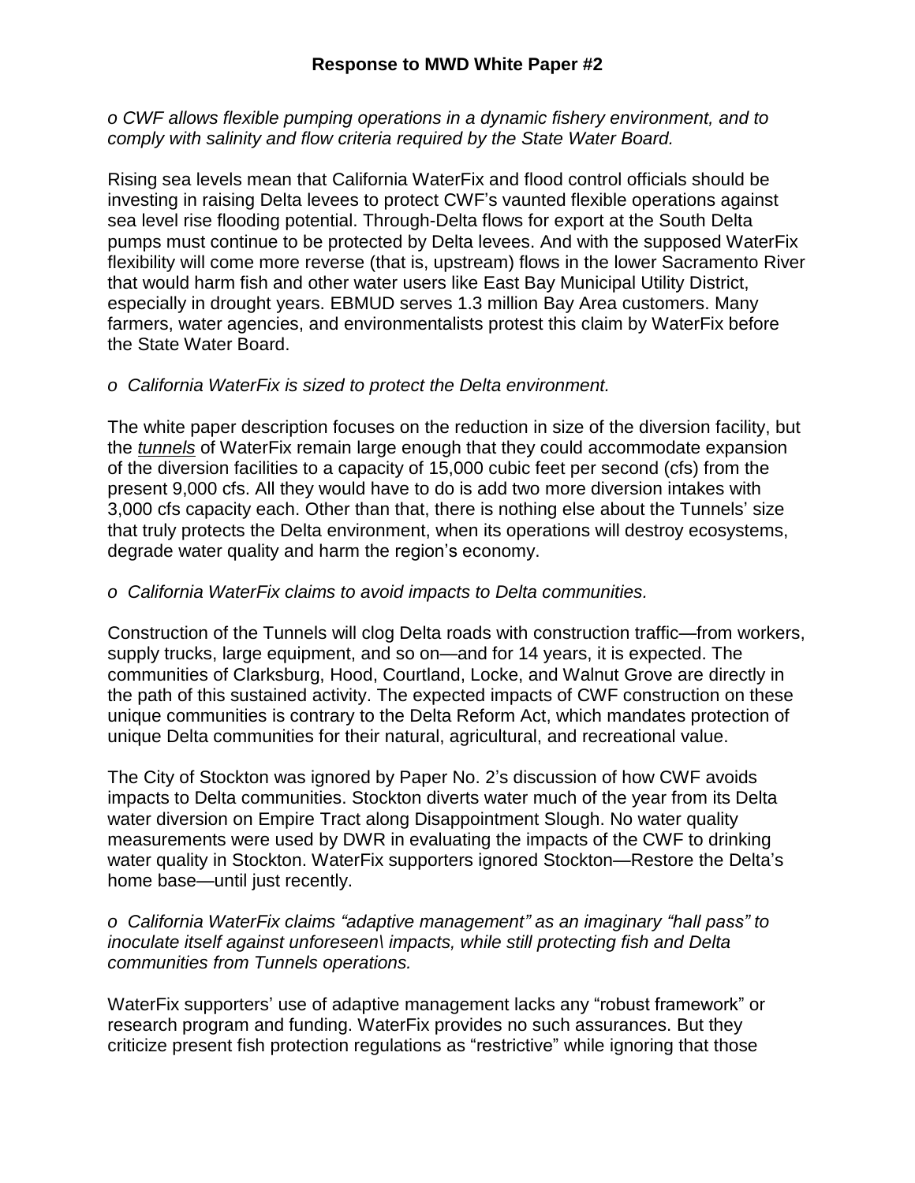## Response to MWD White Paper #2

*o CWF allows flexible pumping operations in a dynamic fishery environment, and to comply with salinity and flow criteria required by the State Water Board.*

Rising sea levels mean that California WaterFix and flood control officials should be investing in raising Delta levees to protect CWF's vaunted flexible operations against sea level rise flooding potential. Through-Delta flows for export at the South Delta pumps must continue to be protected by Delta levees. And with the supposed WaterFix flexibility will come more reverse (that is, upstream) flows in the lower Sacramento River that would harm fish and other water users like East Bay Municipal Utility District, especially in drought years. EBMUD serves 1.3 million Bay Area customers. Many farmers, water agencies, and environmentalists protest this claim by WaterFix before the State Water Board.

*o California WaterFix is sized to protect the Delta environment.*

The white paper description focuses on the reduction in size of the diversion facility, but the ***tunnels*** of WaterFix remain large enough that they could accommodate expansion of the diversion facilities to a capacity of 15,000 cubic feet per second (cfs) from the present 9,000 cfs. All they would have to do is add two more diversion intakes with 3,000 cfs capacity each. Other than that, there is nothing else about the Tunnels' size that truly protects the Delta environment, when its operations will destroy ecosystems, degrade water quality and harm the region's economy.

*o California WaterFix claims to avoid impacts to Delta communities.*

Construction of the Tunnels will clog Delta roads with construction traffic—from workers, supply trucks, large equipment, and so on—and for 14 years, it is expected. The communities of Clarksburg, Hood, Courtland, Locke, and Walnut Grove are directly in the path of this sustained activity. The expected impacts of CWF construction on these unique communities is contrary to the Delta Reform Act, which mandates protection of unique Delta communities for their natural, agricultural, and recreational value.

The City of Stockton was ignored by Paper No. 2's discussion of how CWF avoids impacts to Delta communities. Stockton diverts water much of the year from its Delta water diversion on Empire Tract along Disappointment Slough. No water quality measurements were used by DWR in evaluating the impacts of the CWF to drinking water quality in Stockton. WaterFix supporters ignored Stockton—Restore the Delta's home base—until just recently.

*o California WaterFix claims "adaptive management" as an imaginary "hall pass" to inoculate itself against unforeseen\ impacts, while still protecting fish and Delta communities from Tunnels operations.*

WaterFix supporters' use of adaptive management lacks any "robust framework" or research program and funding. WaterFix provides no such assurances. But they criticize present fish protection regulations as "restrictive" while ignoring that those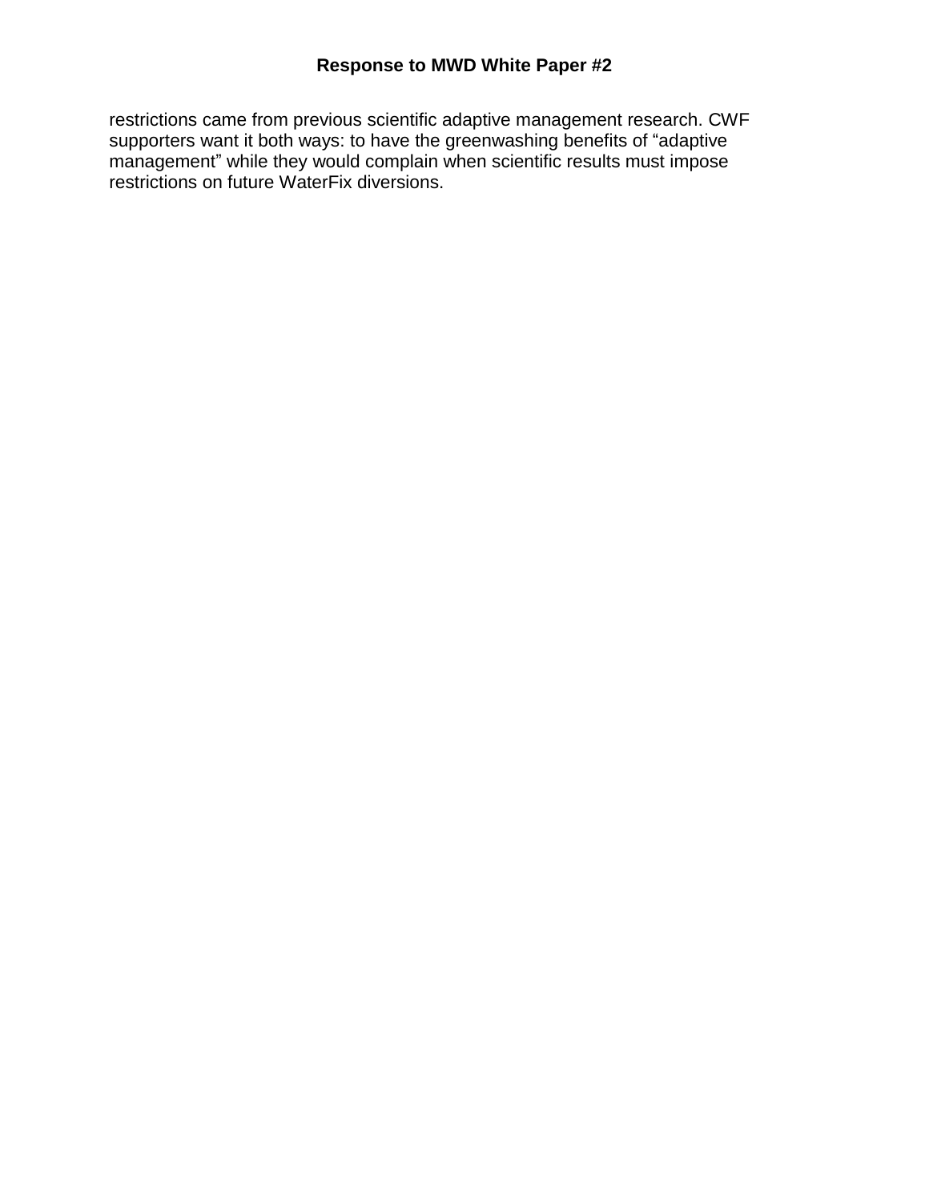restrictions came from previous scientific adaptive management research. CWF supporters want it both ways: to have the greenwashing benefits of “adaptive management” while they would complain when scientific results must impose restrictions on future WaterFix diversions.